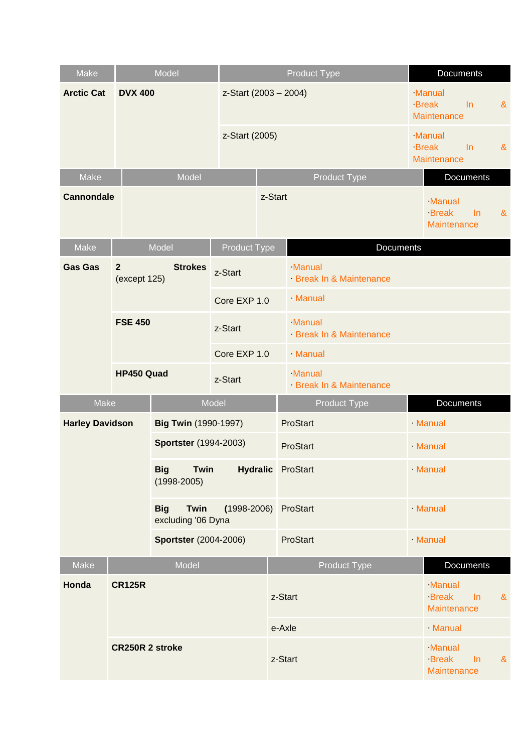| Make | Model | Product Type | Documents |
|---|---|---|---|
| **Arctic Cat** | **DVX 400** | z-Start (2003 – 2004) | ·Manual<br>·Break In & Maintenance |
| | | z-Start (2005) | ·Manual<br>·Break In & Maintenance |

| Make | Model | Product Type | Documents |
|---|---|---|---|
| **Cannondale** | | z-Start | ·Manual<br>·Break In & Maintenance |

| Make | Model | Product Type | Documents |
|---|---|---|---|
| **Gas Gas** | **2 Strokes** (except 125) | z-Start | ·Manual<br>· Break In & Maintenance |
| | | Core EXP 1.0 | · Manual |
| | **FSE 450** | z-Start | ·Manual<br>· Break In & Maintenance |
| | | Core EXP 1.0 | · Manual |
| | **HP450 Quad** | z-Start | ·Manual<br>· Break In & Maintenance |

| Make | Model | Product Type | Documents |
|---|---|---|---|
| **Harley Davidson** | **Big Twin** (1990-1997) | ProStart | · Manual |
| | **Sportster** (1994-2003) | ProStart | · Manual |
| | **Big Twin Hydralic** (1998-2005) | ProStart | · Manual |
| | **Big Twin** (1998-2006) excluding '06 Dyna | ProStart | · Manual |
| | **Sportster** (2004-2006) | ProStart | · Manual |

| Make | Model | Product Type | Documents |
|---|---|---|---|
| **Honda** | **CR125R** | z-Start | ·Manual<br>·Break In & Maintenance |
| | | e-Axle | · Manual |
| | **CR250R 2 stroke** | z-Start | ·Manual<br>·Break In & Maintenance |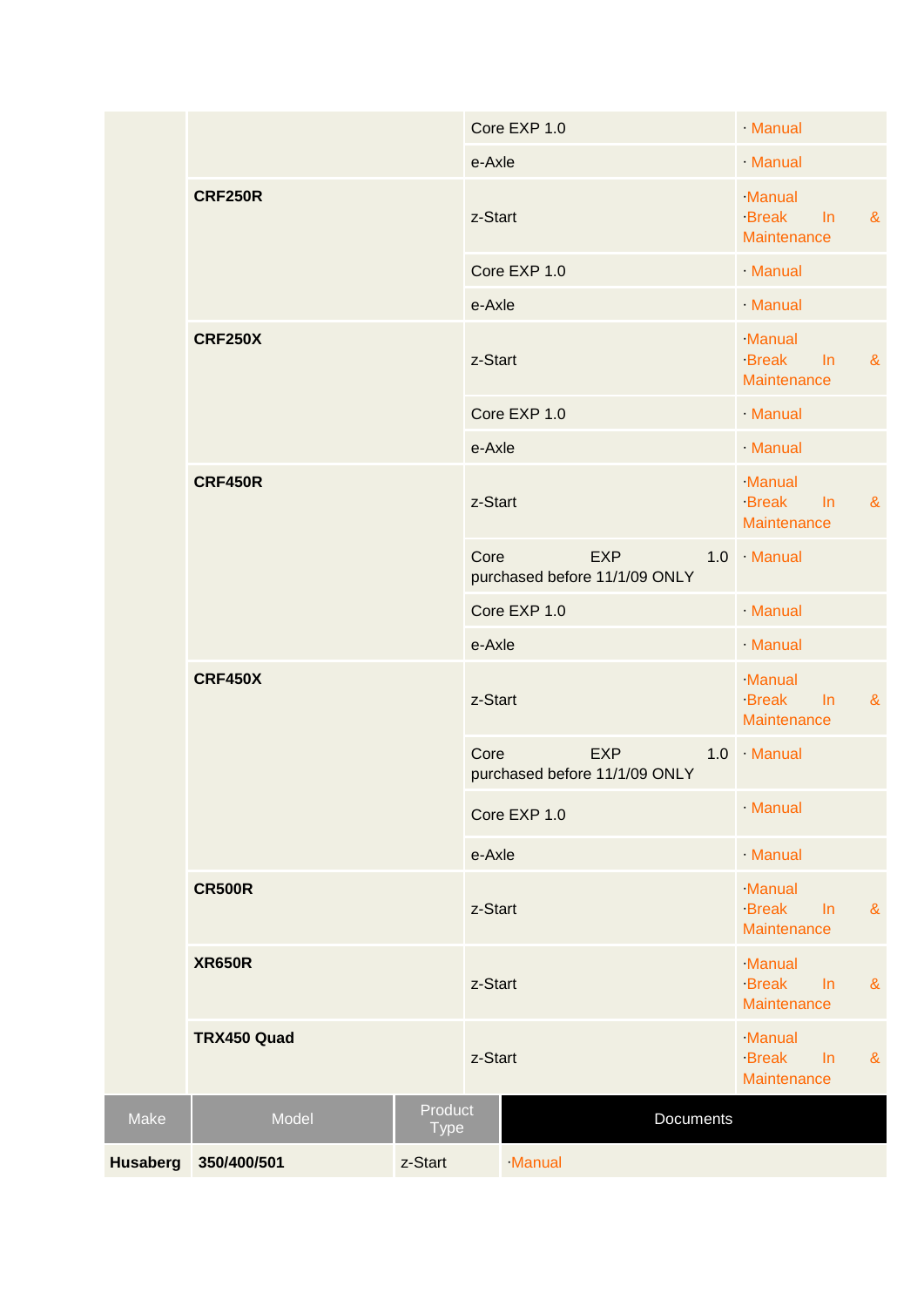| | | | |
|---|---|---|---|
| | | Core EXP 1.0 | · Manual |
| | | e-Axle | · Manual |
| | **CRF250R** | z-Start | ·Manual ·Break In & Maintenance |
| | | Core EXP 1.0 | · Manual |
| | | e-Axle | · Manual |
| | **CRF250X** | z-Start | ·Manual ·Break In & Maintenance |
| | | Core EXP 1.0 | · Manual |
| | | e-Axle | · Manual |
| | **CRF450R** | z-Start | ·Manual ·Break In & Maintenance |
| | | Core EXP 1.0 purchased before 11/1/09 ONLY | · Manual |
| | | Core EXP 1.0 | · Manual |
| | | e-Axle | · Manual |
| | **CRF450X** | z-Start | ·Manual ·Break In & Maintenance |
| | | Core EXP 1.0 purchased before 11/1/09 ONLY | · Manual |
| | | Core EXP 1.0 | · Manual |
| | | e-Axle | · Manual |
| | **CR500R** | z-Start | ·Manual ·Break In & Maintenance |
| | **XR650R** | z-Start | ·Manual ·Break In & Maintenance |
| | **TRX450 Quad** | z-Start | ·Manual ·Break In & Maintenance |

| Make | Model | Product Type | Documents |
|---|---|---|---|
| **Husaberg** | **350/400/501** | z-Start | ·Manual |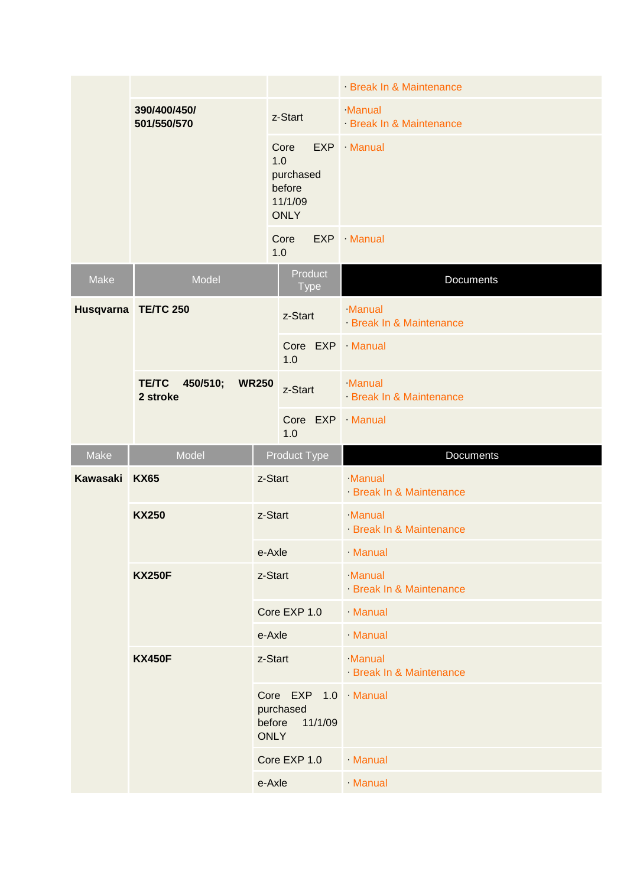| | | | · Break In & Maintenance |
|---|---|---|---|
| | **390/400/450/ 501/550/570** | z-Start | ·Manual<br>· Break In & Maintenance |
| | | Core EXP 1.0 purchased before 11/1/09 ONLY | · Manual |
| | | Core EXP 1.0 | · Manual |

| Make | Model | Product Type | Documents |
|---|---|---|---|
| **Husqvarna** | **TE/TC 250** | z-Start | ·Manual<br>· Break In & Maintenance |
| | | Core EXP 1.0 | · Manual |
| | **TE/TC 450/510; WR250 2 stroke** | z-Start | ·Manual<br>· Break In & Maintenance |
| | | Core EXP 1.0 | · Manual |

| Make | Model | Product Type | Documents |
|---|---|---|---|
| **Kawasaki** | **KX65** | z-Start | ·Manual<br>· Break In & Maintenance |
| | **KX250** | z-Start | ·Manual<br>· Break In & Maintenance |
| | | e-Axle | · Manual |
| | **KX250F** | z-Start | ·Manual<br>· Break In & Maintenance |
| | | Core EXP 1.0 | · Manual |
| | | e-Axle | · Manual |
| | **KX450F** | z-Start | ·Manual<br>· Break In & Maintenance |
| | | Core EXP 1.0 purchased before 11/1/09 ONLY | · Manual |
| | | Core EXP 1.0 | · Manual |
| | | e-Axle | · Manual |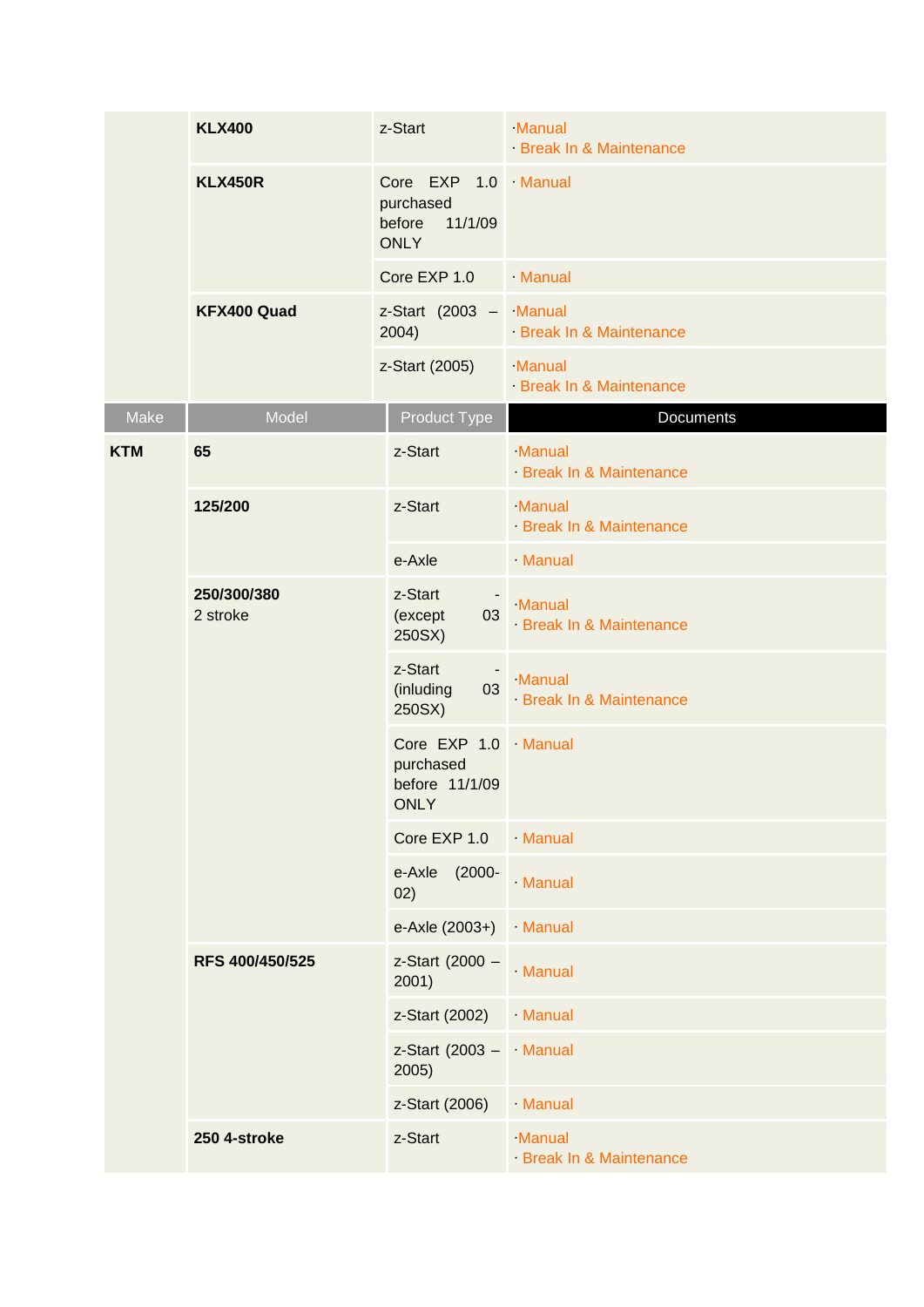| | | | |
|---|---|---|---|
| | **KLX400** | z-Start | ·Manual<br>· Break In & Maintenance |
| | **KLX450R** | Core EXP 1.0 purchased before 11/1/09 ONLY | · Manual |
| | | Core EXP 1.0 | · Manual |
| | **KFX400 Quad** | z-Start (2003 – 2004) | ·Manual<br>· Break In & Maintenance |
| | | z-Start (2005) | ·Manual<br>· Break In & Maintenance |

| Make | Model | Product Type | Documents |
|---|---|---|---|
| **KTM** | **65** | z-Start | ·Manual<br>· Break In & Maintenance |
| | **125/200** | z-Start | ·Manual<br>· Break In & Maintenance |
| | | e-Axle | · Manual |
| | **250/300/380**<br>2 stroke | z-Start - (except 03 250SX) | ·Manual<br>· Break In & Maintenance |
| | | z-Start - (inluding 03 250SX) | ·Manual<br>· Break In & Maintenance |
| | | Core EXP 1.0 purchased before 11/1/09 ONLY | · Manual |
| | | Core EXP 1.0 | · Manual |
| | | e-Axle (2000-02) | · Manual |
| | | e-Axle (2003+) | · Manual |
| | **RFS 400/450/525** | z-Start (2000 – 2001) | · Manual |
| | | z-Start (2002) | · Manual |
| | | z-Start (2003 – 2005) | · Manual |
| | | z-Start (2006) | · Manual |
| | **250 4-stroke** | z-Start | ·Manual<br>· Break In & Maintenance |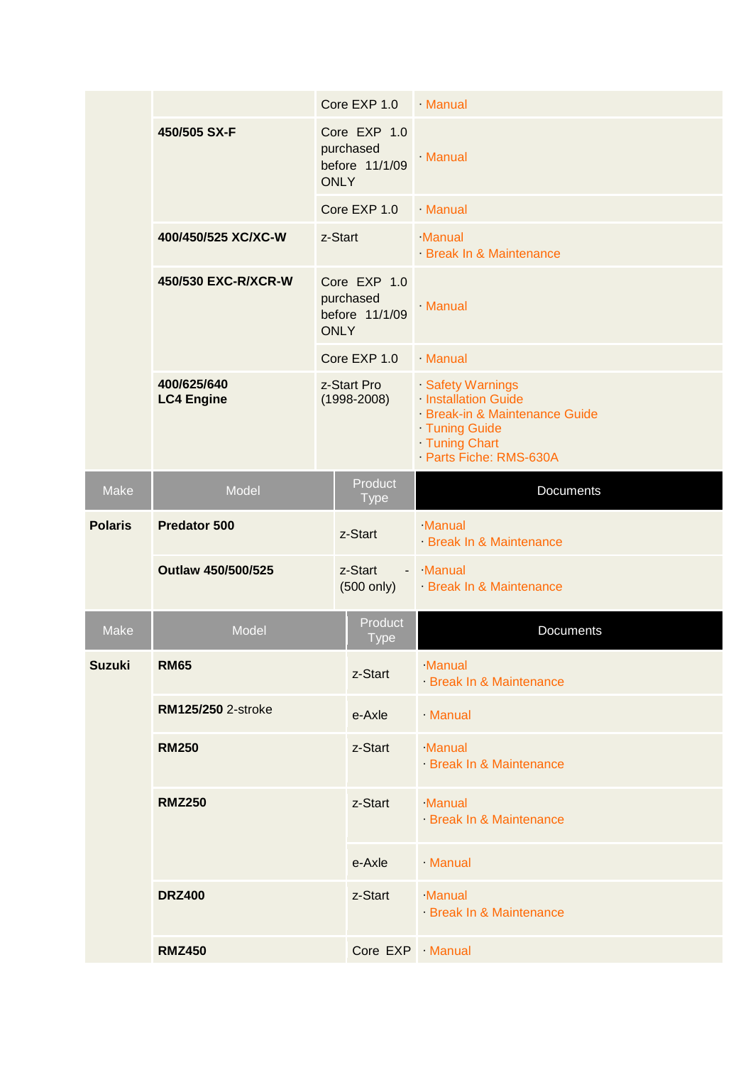| | | | |
|---|---|---|---|
| | | Core EXP 1.0 | · Manual |
| | 450/505 SX-F | Core EXP 1.0 purchased before 11/1/09 ONLY | · Manual |
| | | Core EXP 1.0 | · Manual |
| | 400/450/525 XC/XC-W | z-Start | ·Manual<br>· Break In & Maintenance |
| | 450/530 EXC-R/XCR-W | Core EXP 1.0 purchased before 11/1/09 ONLY | · Manual |
| | | Core EXP 1.0 | · Manual |
| | 400/625/640<br>LC4 Engine | z-Start Pro (1998-2008) | · Safety Warnings<br>· Installation Guide<br>· Break-in & Maintenance Guide<br>· Tuning Guide<br>· Tuning Chart<br>· Parts Fiche: RMS-630A |

| Make | Model | Product Type | Documents |
|---|---|---|---|
| Polaris | Predator 500 | z-Start | ·Manual<br>· Break In & Maintenance |
| | Outlaw 450/500/525 | z-Start - (500 only) | ·Manual<br>· Break In & Maintenance |

| Make | Model | Product Type | Documents |
|---|---|---|---|
| Suzuki | RM65 | z-Start | ·Manual<br>· Break In & Maintenance |
| | RM125/250 2-stroke | e-Axle | · Manual |
| | RM250 | z-Start | ·Manual<br>· Break In & Maintenance |
| | RMZ250 | z-Start | ·Manual<br>· Break In & Maintenance |
| | | e-Axle | · Manual |
| | DRZ400 | z-Start | ·Manual<br>· Break In & Maintenance |
| | RMZ450 | Core EXP | · Manual |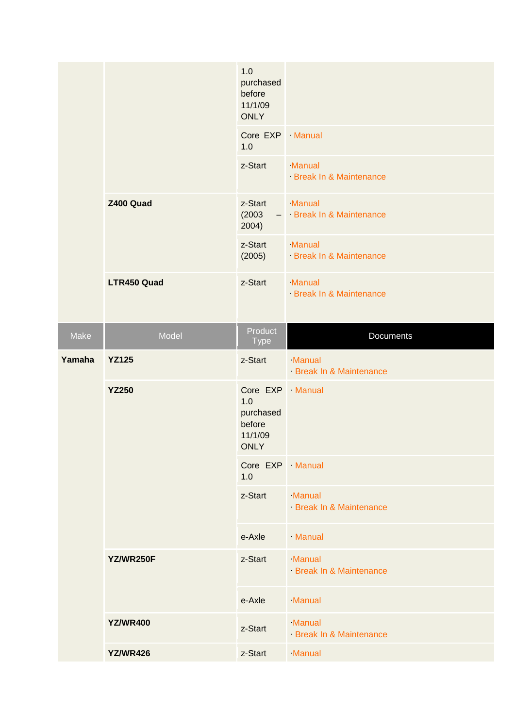| | | | |
|---|---|---|---|
| | | 1.0 purchased before 11/1/09 ONLY | |
| | | Core EXP 1.0 | · Manual |
| | | z-Start | ·Manual<br>· Break In & Maintenance |
| | **Z400 Quad** | z-Start (2003 – 2004) | ·Manual<br>· Break In & Maintenance |
| | | z-Start (2005) | ·Manual<br>· Break In & Maintenance |
| | **LTR450 Quad** | z-Start | ·Manual<br>· Break In & Maintenance |

| Make | Model | Product Type | Documents |
|---|---|---|---|
| **Yamaha** | **YZ125** | z-Start | ·Manual<br>· Break In & Maintenance |
| | **YZ250** | Core EXP 1.0 purchased before 11/1/09 ONLY | · Manual |
| | | Core EXP 1.0 | · Manual |
| | | z-Start | ·Manual<br>· Break In & Maintenance |
| | | e-Axle | · Manual |
| | **YZ/WR250F** | z-Start | ·Manual<br>· Break In & Maintenance |
| | | e-Axle | ·Manual |
| | **YZ/WR400** | z-Start | ·Manual<br>· Break In & Maintenance |
| | **YZ/WR426** | z-Start | ·Manual |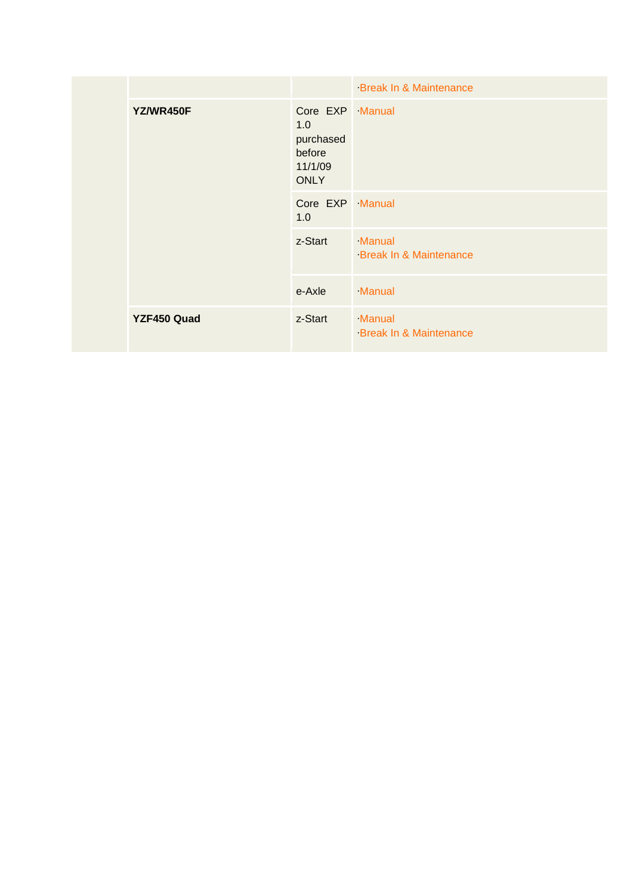| | | | |
|---|---|---|---|
| | | | ·Break In & Maintenance |
| | YZ/WR450F | Core EXP 1.0 purchased before 11/1/09 ONLY | ·Manual |
| | | Core EXP 1.0 | ·Manual |
| | | z-Start | ·Manual<br>·Break In & Maintenance |
| | | e-Axle | ·Manual |
| | **YZF450 Quad** | z-Start | ·Manual<br>·Break In & Maintenance |